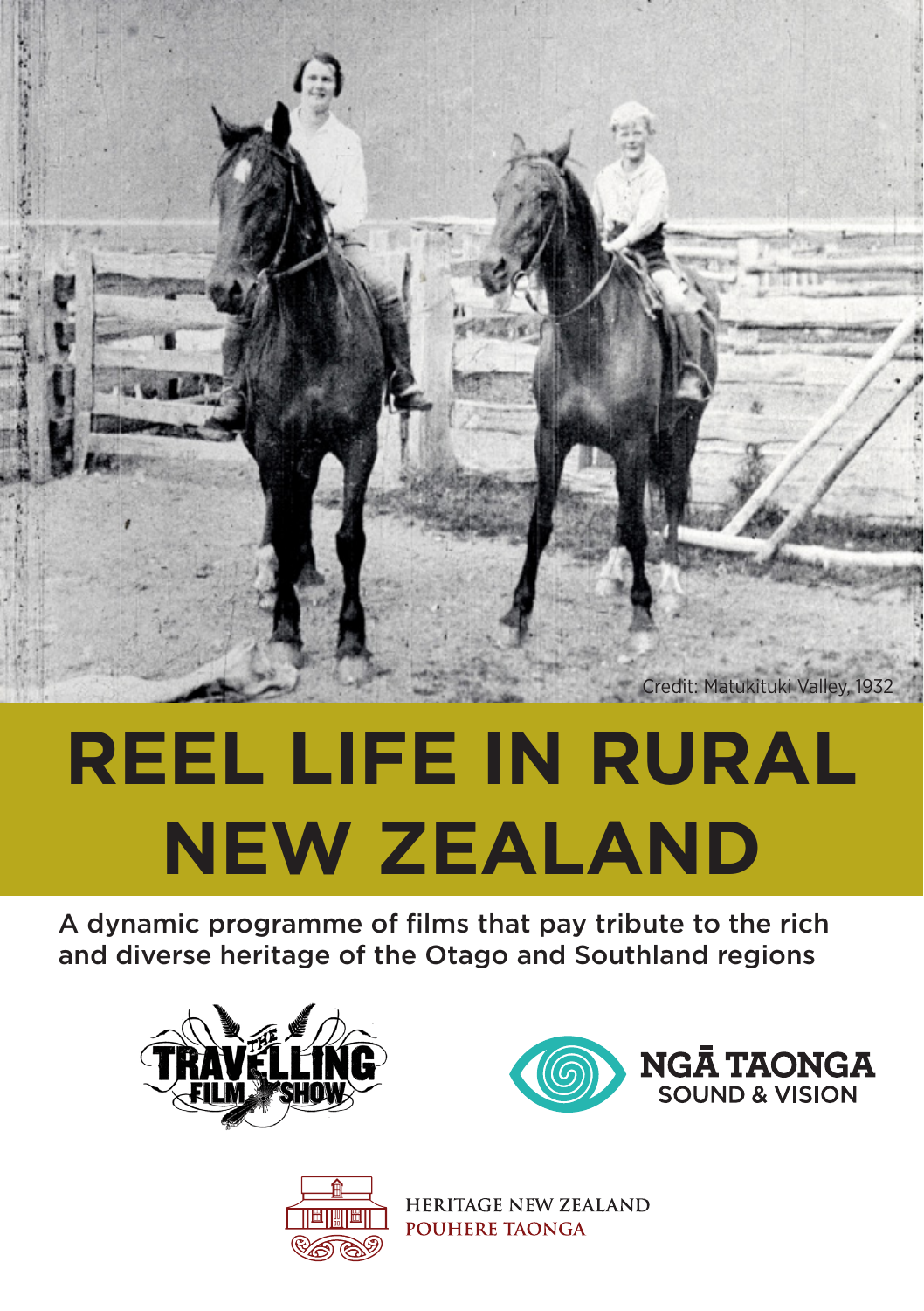Credit: Matukituki Valley, 1932

# REEL LIFE IN RURAL NEW ZEALAND

A dynamic programme of films that pay tribute to the rich and diverse heritage of the Otago and Southland regions

THE TRAVELLING FILM SHOW

NGĀ TAONGA SOUND & VISION

HERITAGE NEW ZEALAND
POUHERE TAONGA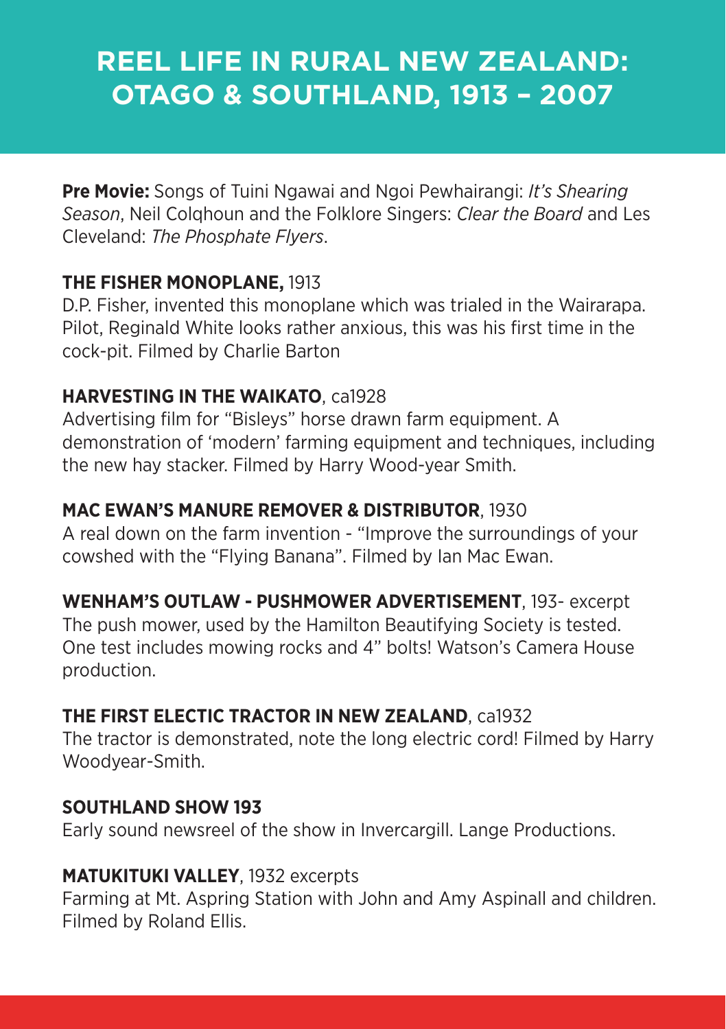# REEL LIFE IN RURAL NEW ZEALAND: OTAGO & SOUTHLAND, 1913 – 2007

**Pre Movie:** Songs of Tuini Ngawai and Ngoi Pewhairangi: *It's Shearing Season*, Neil Colqhoun and the Folklore Singers: *Clear the Board* and Les Cleveland: *The Phosphate Flyers*.

**THE FISHER MONOPLANE,** 1913
D.P. Fisher, invented this monoplane which was trialed in the Wairarapa. Pilot, Reginald White looks rather anxious, this was his first time in the cock-pit. Filmed by Charlie Barton

**HARVESTING IN THE WAIKATO**, ca1928
Advertising film for "Bisleys" horse drawn farm equipment. A demonstration of 'modern' farming equipment and techniques, including the new hay stacker. Filmed by Harry Wood-year Smith.

**MAC EWAN'S MANURE REMOVER & DISTRIBUTOR**, 1930
A real down on the farm invention - "Improve the surroundings of your cowshed with the "Flying Banana". Filmed by Ian Mac Ewan.

**WENHAM'S OUTLAW - PUSHMOWER ADVERTISEMENT**, 193- excerpt
The push mower, used by the Hamilton Beautifying Society is tested. One test includes mowing rocks and 4" bolts! Watson's Camera House production.

**THE FIRST ELECTIC TRACTOR IN NEW ZEALAND**, ca1932
The tractor is demonstrated, note the long electric cord! Filmed by Harry Woodyear-Smith.

**SOUTHLAND SHOW 193**
Early sound newsreel of the show in Invercargill. Lange Productions.

**MATUKITUKI VALLEY**, 1932 excerpts
Farming at Mt. Aspring Station with John and Amy Aspinall and children. Filmed by Roland Ellis.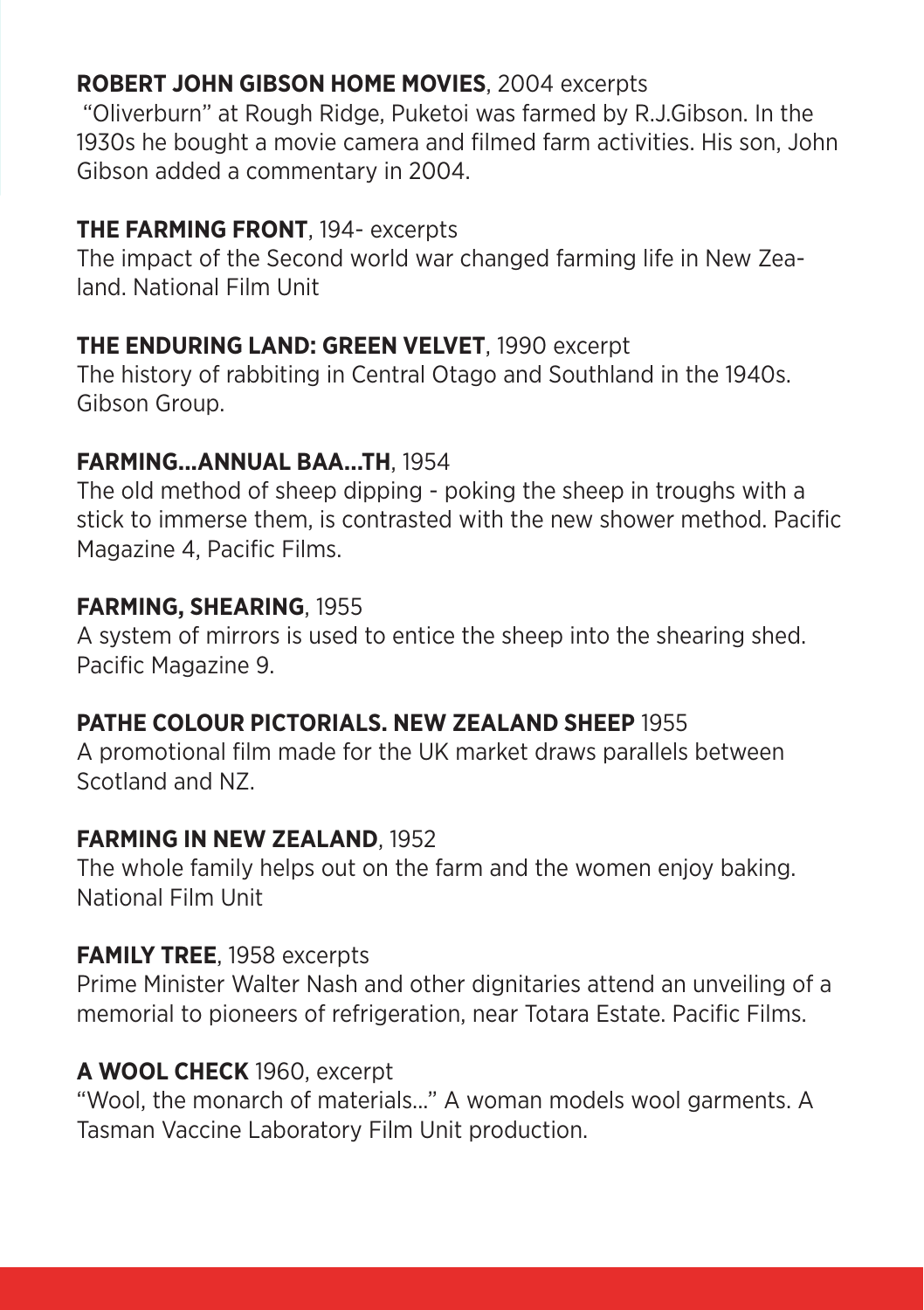**ROBERT JOHN GIBSON HOME MOVIES**, 2004 excerpts
"Oliverburn" at Rough Ridge, Puketoi was farmed by R.J.Gibson. In the 1930s he bought a movie camera and filmed farm activities. His son, John Gibson added a commentary in 2004.

**THE FARMING FRONT**, 194- excerpts
The impact of the Second world war changed farming life in New Zealand. National Film Unit

**THE ENDURING LAND: GREEN VELVET**, 1990 excerpt
The history of rabbiting in Central Otago and Southland in the 1940s. Gibson Group.

**FARMING...ANNUAL BAA...TH**, 1954
The old method of sheep dipping - poking the sheep in troughs with a stick to immerse them, is contrasted with the new shower method. Pacific Magazine 4, Pacific Films.

**FARMING, SHEARING**, 1955
A system of mirrors is used to entice the sheep into the shearing shed. Pacific Magazine 9.

**PATHE COLOUR PICTORIALS. NEW ZEALAND SHEEP** 1955
A promotional film made for the UK market draws parallels between Scotland and NZ.

**FARMING IN NEW ZEALAND**, 1952
The whole family helps out on the farm and the women enjoy baking. National Film Unit

**FAMILY TREE**, 1958 excerpts
Prime Minister Walter Nash and other dignitaries attend an unveiling of a memorial to pioneers of refrigeration, near Totara Estate. Pacific Films.

**A WOOL CHECK** 1960, excerpt
"Wool, the monarch of materials..." A woman models wool garments. A Tasman Vaccine Laboratory Film Unit production.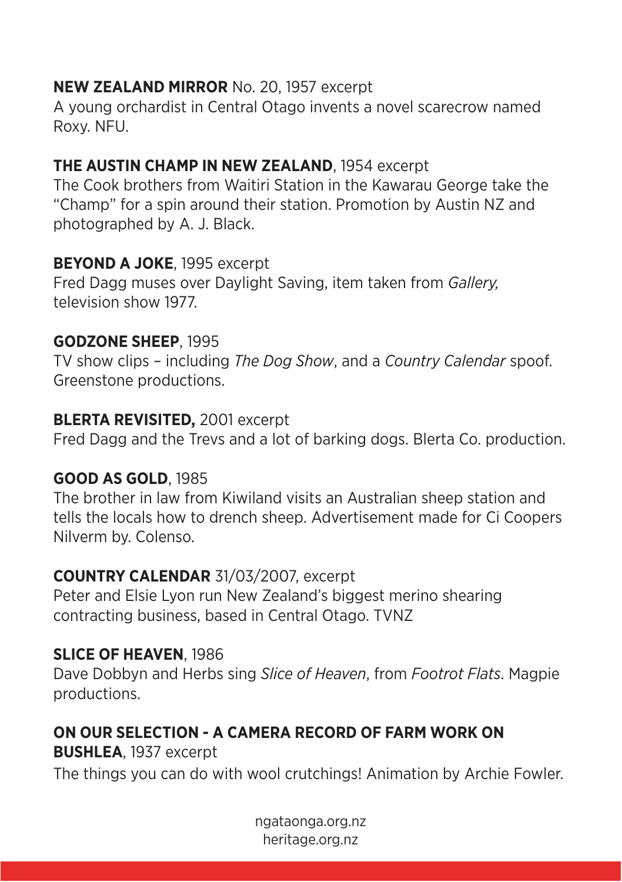**NEW ZEALAND MIRROR** No. 20, 1957 excerpt
A young orchardist in Central Otago invents a novel scarecrow named Roxy. NFU.

**THE AUSTIN CHAMP IN NEW ZEALAND**, 1954 excerpt
The Cook brothers from Waitiri Station in the Kawarau George take the "Champ" for a spin around their station. Promotion by Austin NZ and photographed by A. J. Black.

**BEYOND A JOKE**, 1995 excerpt
Fred Dagg muses over Daylight Saving, item taken from *Gallery,* television show 1977.

**GODZONE SHEEP**, 1995
TV show clips – including *The Dog Show*, and a *Country Calendar* spoof. Greenstone productions.

**BLERTA REVISITED,** 2001 excerpt
Fred Dagg and the Trevs and a lot of barking dogs. Blerta Co. production.

**GOOD AS GOLD**, 1985
The brother in law from Kiwiland visits an Australian sheep station and tells the locals how to drench sheep. Advertisement made for Ci Coopers Nilverm by. Colenso.

**COUNTRY CALENDAR** 31/03/2007, excerpt
Peter and Elsie Lyon run New Zealand's biggest merino shearing contracting business, based in Central Otago. TVNZ

**SLICE OF HEAVEN**, 1986
Dave Dobbyn and Herbs sing *Slice of Heaven*, from *Footrot Flats*. Magpie productions.

**ON OUR SELECTION - A CAMERA RECORD OF FARM WORK ON BUSHLEA**, 1937 excerpt
The things you can do with wool crutchings! Animation by Archie Fowler.

ngataonga.org.nz
heritage.org.nz